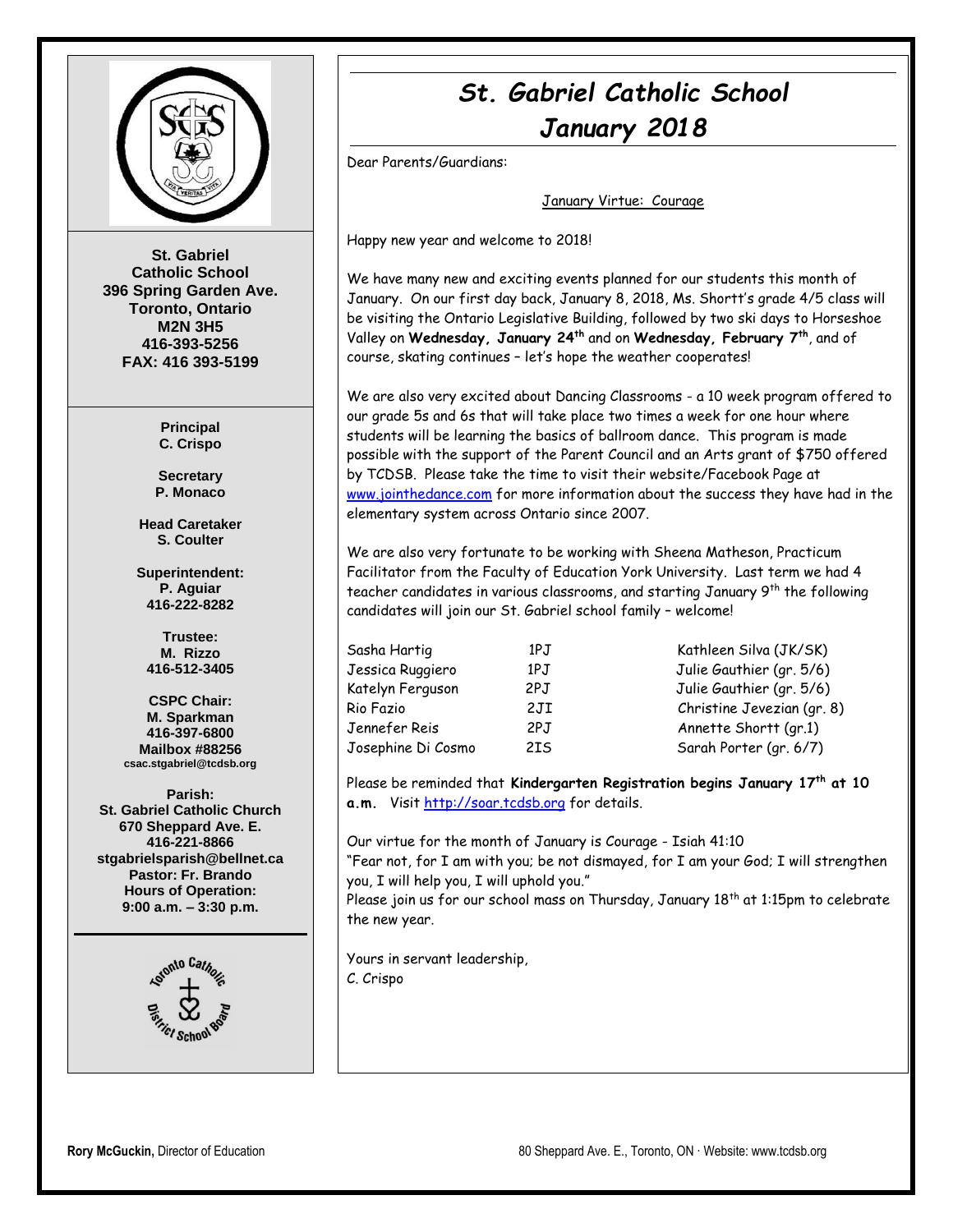St. Gabriel
Catholic School
396 Spring Garden Ave.
Toronto, Ontario
M2N 3H5
416-393-5256
FAX: 416 393-5199

**Principal**
C. Crispo

**Secretary**
P. Monaco

**Head Caretaker**
S. Coulter

**Superintendent:**
P. Aguiar
416-222-8282

**Trustee:**
M. Rizzo
416-512-3405

**CSPC Chair:**
M. Sparkman
416-397-6800
Mailbox #88256
csac.stgabriel@tcdsb.org

**Parish:**
St. Gabriel Catholic Church
670 Sheppard Ave. E.
416-221-8866
stgabrielsparish@bellnet.ca
Pastor: Fr. Brando
Hours of Operation:
9:00 a.m. – 3:30 p.m.

# St. Gabriel Catholic School
## January 2018

Dear Parents/Guardians:

January Virtue: Courage

Happy new year and welcome to 2018!

We have many new and exciting events planned for our students this month of January. On our first day back, January 8, 2018, Ms. Shortt's grade 4/5 class will be visiting the Ontario Legislative Building, followed by two ski days to Horseshoe Valley on **Wednesday, January 24th** and on **Wednesday, February 7th**, and of course, skating continues – let's hope the weather cooperates!

We are also very excited about Dancing Classrooms - a 10 week program offered to our grade 5s and 6s that will take place two times a week for one hour where students will be learning the basics of ballroom dance. This program is made possible with the support of the Parent Council and an Arts grant of $750 offered by TCDSB. Please take the time to visit their website/Facebook Page at www.jointhedance.com for more information about the success they have had in the elementary system across Ontario since 2007.

We are also very fortunate to be working with Sheena Matheson, Practicum Facilitator from the Faculty of Education York University. Last term we had 4 teacher candidates in various classrooms, and starting January 9th the following candidates will join our St. Gabriel school family – welcome!

| | | |
|---|---|---|
| Sasha Hartig | 1PJ | Kathleen Silva (JK/SK) |
| Jessica Ruggiero | 1PJ | Julie Gauthier (gr. 5/6) |
| Katelyn Ferguson | 2PJ | Julie Gauthier (gr. 5/6) |
| Rio Fazio | 2JI | Christine Jevezian (gr. 8) |
| Jennefer Reis | 2PJ | Annette Shortt (gr.1) |
| Josephine Di Cosmo | 2IS | Sarah Porter (gr. 6/7) |

Please be reminded that **Kindergarten Registration begins January 17th at 10 a.m.** Visit http://soar.tcdsb.org for details.

Our virtue for the month of January is Courage - Isiah 41:10
"Fear not, for I am with you; be not dismayed, for I am your God; I will strengthen you, I will help you, I will uphold you."
Please join us for our school mass on Thursday, January 18th at 1:15pm to celebrate the new year.

Yours in servant leadership,
C. Crispo

**Rory McGuckin,** Director of Education

80 Sheppard Ave. E., Toronto, ON · Website: www.tcdsb.org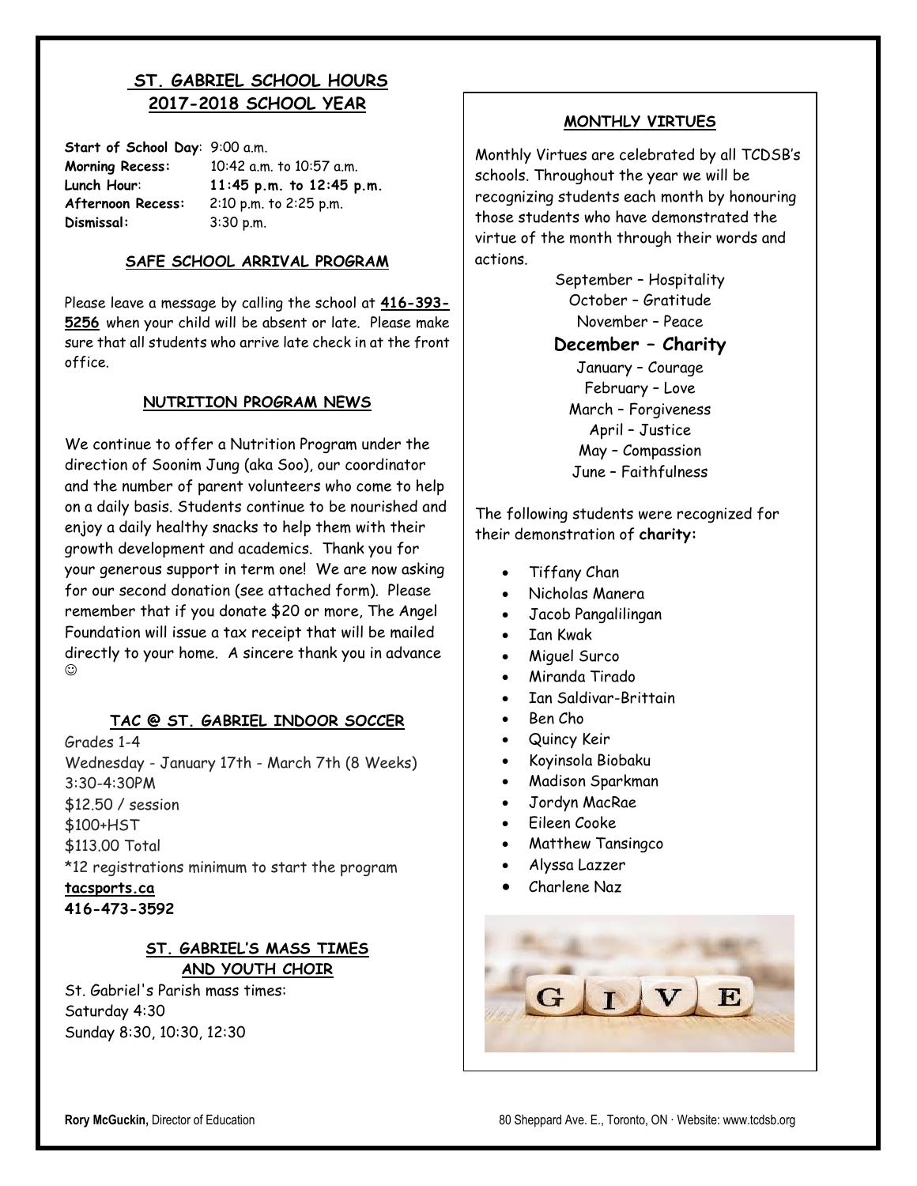## ST. GABRIEL SCHOOL HOURS 2017-2018 SCHOOL YEAR

**Start of School Day**: 9:00 a.m.
**Morning Recess:** 10:42 a.m. to 10:57 a.m.
**Lunch Hour**: **11:45 p.m. to 12:45 p.m.**
**Afternoon Recess:** 2:10 p.m. to 2:25 p.m.
**Dismissal:** 3:30 p.m.

### SAFE SCHOOL ARRIVAL PROGRAM

Please leave a message by calling the school at **416-393-5256** when your child will be absent or late. Please make sure that all students who arrive late check in at the front office.

### NUTRITION PROGRAM NEWS

We continue to offer a Nutrition Program under the direction of Soonim Jung (aka Soo), our coordinator and the number of parent volunteers who come to help on a daily basis. Students continue to be nourished and enjoy a daily healthy snacks to help them with their growth development and academics. Thank you for your generous support in term one! We are now asking for our second donation (see attached form). Please remember that if you donate $20 or more, The Angel Foundation will issue a tax receipt that will be mailed directly to your home. A sincere thank you in advance ☺

### TAC @ ST. GABRIEL INDOOR SOCCER

Grades 1-4
Wednesday - January 17th - March 7th (8 Weeks)
3:30-4:30PM
$12.50 / session
$100+HST
$113.00 Total
*12 registrations minimum to start the program
**tacsports.ca**
**416-473-3592**

### ST. GABRIEL'S MASS TIMES AND YOUTH CHOIR

St. Gabriel's Parish mass times:
Saturday 4:30
Sunday 8:30, 10:30, 12:30

### MONTHLY VIRTUES

Monthly Virtues are celebrated by all TCDSB's schools. Throughout the year we will be recognizing students each month by honouring those students who have demonstrated the virtue of the month through their words and actions.

September – Hospitality
October – Gratitude
November – Peace
**December – Charity**
January – Courage
February – Love
March – Forgiveness
April – Justice
May – Compassion
June – Faithfulness

The following students were recognized for their demonstration of **charity:**

- Tiffany Chan
- Nicholas Manera
- Jacob Pangalilingan
- Ian Kwak
- Miguel Surco
- Miranda Tirado
- Ian Saldivar-Brittain
- Ben Cho
- Quincy Keir
- Koyinsola Biobaku
- Madison Sparkman
- Jordyn MacRae
- Eileen Cooke
- Matthew Tansingco
- Alyssa Lazzer
- Charlene Naz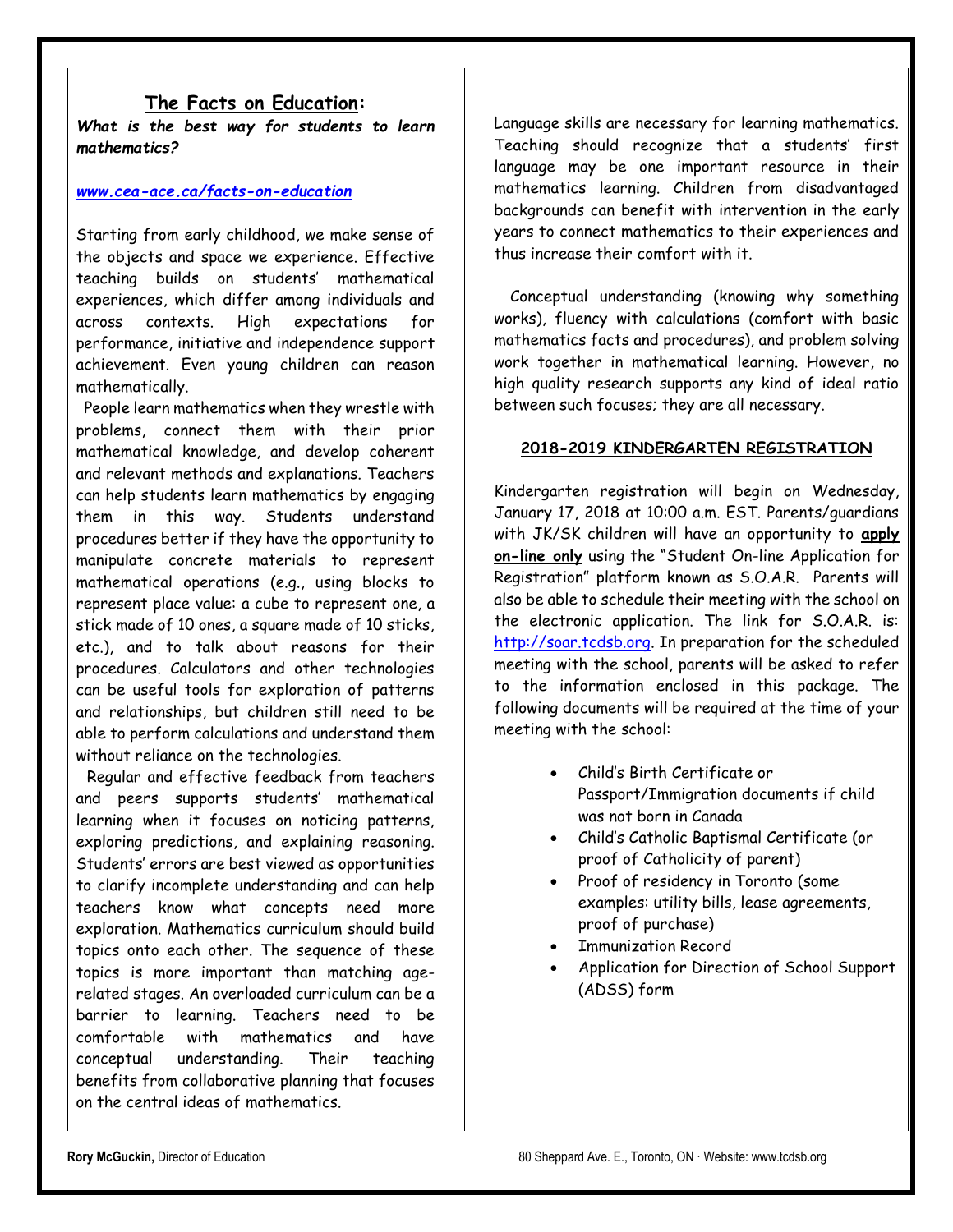## The Facts on Education:

***What is the best way for students to learn mathematics?***

***www.cea-ace.ca/facts-on-education***

Starting from early childhood, we make sense of the objects and space we experience. Effective teaching builds on students' mathematical experiences, which differ among individuals and across contexts. High expectations for performance, initiative and independence support achievement. Even young children can reason mathematically.

People learn mathematics when they wrestle with problems, connect them with their prior mathematical knowledge, and develop coherent and relevant methods and explanations. Teachers can help students learn mathematics by engaging them in this way. Students understand procedures better if they have the opportunity to manipulate concrete materials to represent mathematical operations (e.g., using blocks to represent place value: a cube to represent one, a stick made of 10 ones, a square made of 10 sticks, etc.), and to talk about reasons for their procedures. Calculators and other technologies can be useful tools for exploration of patterns and relationships, but children still need to be able to perform calculations and understand them without reliance on the technologies.

Regular and effective feedback from teachers and peers supports students' mathematical learning when it focuses on noticing patterns, exploring predictions, and explaining reasoning. Students' errors are best viewed as opportunities to clarify incomplete understanding and can help teachers know what concepts need more exploration. Mathematics curriculum should build topics onto each other. The sequence of these topics is more important than matching age-related stages. An overloaded curriculum can be a barrier to learning. Teachers need to be comfortable with mathematics and have conceptual understanding. Their teaching benefits from collaborative planning that focuses on the central ideas of mathematics.

Language skills are necessary for learning mathematics. Teaching should recognize that a students' first language may be one important resource in their mathematics learning. Children from disadvantaged backgrounds can benefit with intervention in the early years to connect mathematics to their experiences and thus increase their comfort with it.

Conceptual understanding (knowing why something works), fluency with calculations (comfort with basic mathematics facts and procedures), and problem solving work together in mathematical learning. However, no high quality research supports any kind of ideal ratio between such focuses; they are all necessary.

## 2018-2019 KINDERGARTEN REGISTRATION

Kindergarten registration will begin on Wednesday, January 17, 2018 at 10:00 a.m. EST. Parents/guardians with JK/SK children will have an opportunity to **apply on-line only** using the "Student On-line Application for Registration" platform known as S.O.A.R. Parents will also be able to schedule their meeting with the school on the electronic application. The link for S.O.A.R. is: http://soar.tcdsb.org. In preparation for the scheduled meeting with the school, parents will be asked to refer to the information enclosed in this package. The following documents will be required at the time of your meeting with the school:

- Child's Birth Certificate or Passport/Immigration documents if child was not born in Canada
- Child's Catholic Baptismal Certificate (or proof of Catholicity of parent)
- Proof of residency in Toronto (some examples: utility bills, lease agreements, proof of purchase)
- Immunization Record
- Application for Direction of School Support (ADSS) form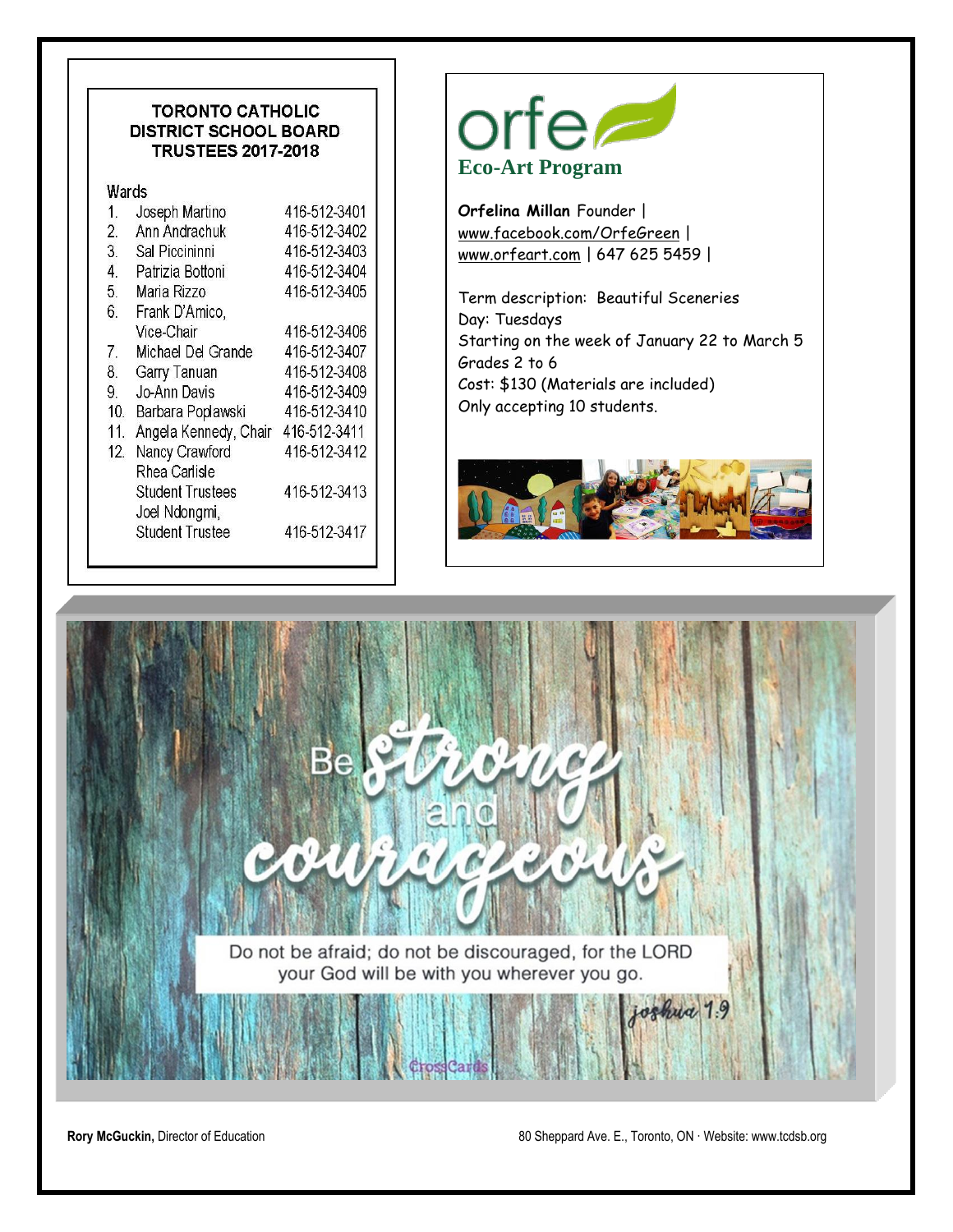## TORONTO CATHOLIC DISTRICT SCHOOL BOARD TRUSTEES 2017-2018

| Wards | | |
|---|---|---|
| 1. | Joseph Martino | 416-512-3401 |
| 2. | Ann Andrachuk | 416-512-3402 |
| 3. | Sal Piccininni | 416-512-3403 |
| 4. | Patrizia Bottoni | 416-512-3404 |
| 5. | Maria Rizzo | 416-512-3405 |
| 6. | Frank D'Amico, Vice-Chair | 416-512-3406 |
| 7. | Michael Del Grande | 416-512-3407 |
| 8. | Garry Tanuan | 416-512-3408 |
| 9. | Jo-Ann Davis | 416-512-3409 |
| 10. | Barbara Poplawski | 416-512-3410 |
| 11. | Angela Kennedy, Chair | 416-512-3411 |
| 12. | Nancy Crawford | 416-512-3412 |
| | Rhea Carlisle Student Trustees | 416-512-3413 |
| | Joel Ndongmi, Student Trustee | 416-512-3417 |

## orfe Eco-Art Program

**Orfelina Millan** Founder | www.facebook.com/OrfeGreen | www.orfeart.com | 647 625 5459 |

Term description: Beautiful Sceneries
Day: Tuesdays
Starting on the week of January 22 to March 5
Grades 2 to 6
Cost: $130 (Materials are included)
Only accepting 10 students.

Be strong and courageous

Do not be afraid; do not be discouraged, for the LORD your God will be with you wherever you go.

joshua 1:9

**Rory McGuckin,** Director of Education

80 Sheppard Ave. E., Toronto, ON · Website: www.tcdsb.org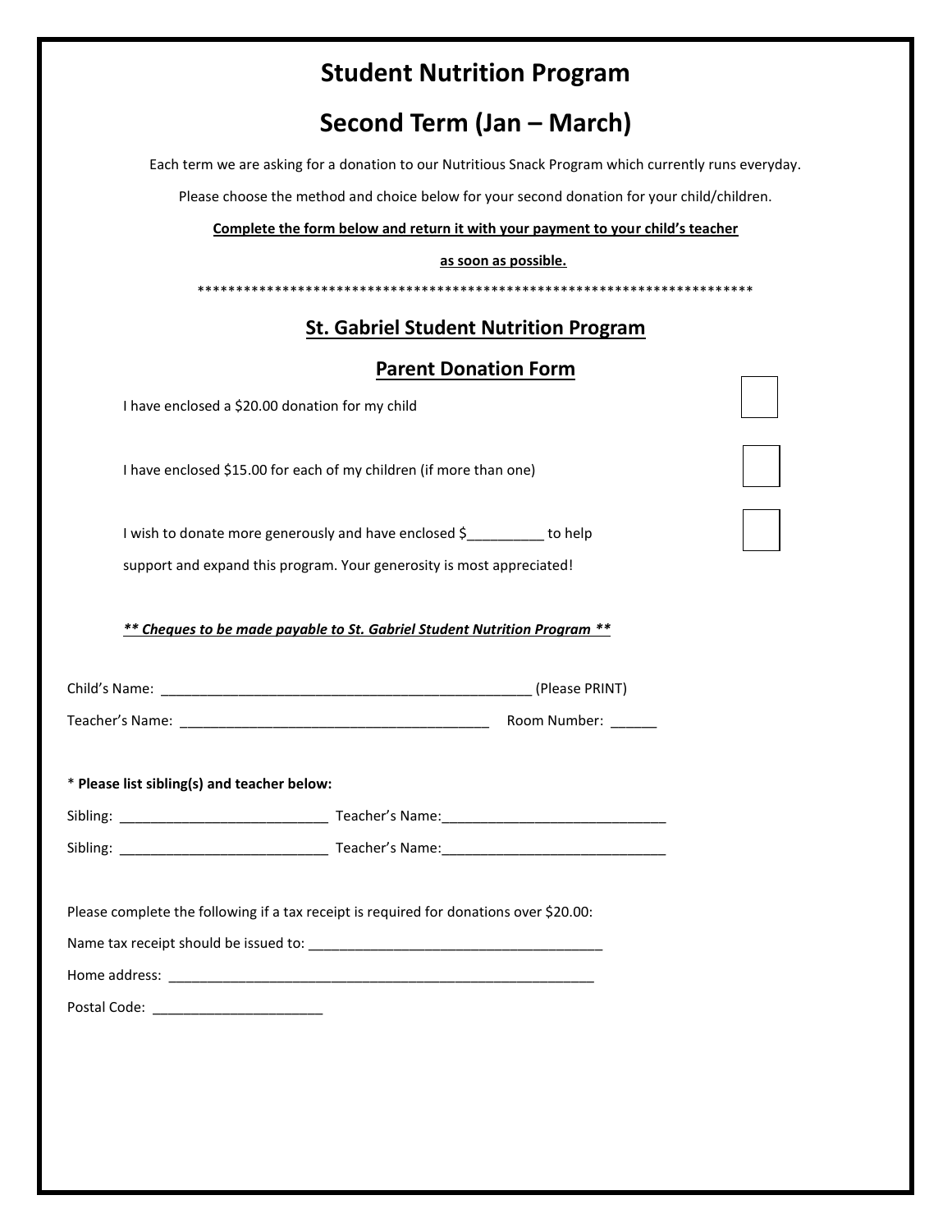# Student Nutrition Program

# Second Term (Jan – March)

Each term we are asking for a donation to our Nutritious Snack Program which currently runs everyday.

Please choose the method and choice below for your second donation for your child/children.

**Complete the form below and return it with your payment to your child's teacher as soon as possible.**

**************************************************************************

## St. Gabriel Student Nutrition Program

## Parent Donation Form

I have enclosed a $20.00 donation for my child ☐

I have enclosed $15.00 for each of my children (if more than one) ☐

I wish to donate more generously and have enclosed $__________ to help support and expand this program. Your generosity is most appreciated! ☐

***** Cheques to be made payable to St. Gabriel Student Nutrition Program *****

Child's Name: _________________________________________________ (Please PRINT)

Teacher's Name: ________________________________________ Room Number: ______

* **Please list sibling(s) and teacher below:**

Sibling: ___________________________ Teacher's Name:_____________________________

Sibling: ___________________________ Teacher's Name:_____________________________

Please complete the following if a tax receipt is required for donations over $20.00:

Name tax receipt should be issued to: ______________________________________

Home address: _________________________________________________________

Postal Code: ______________________